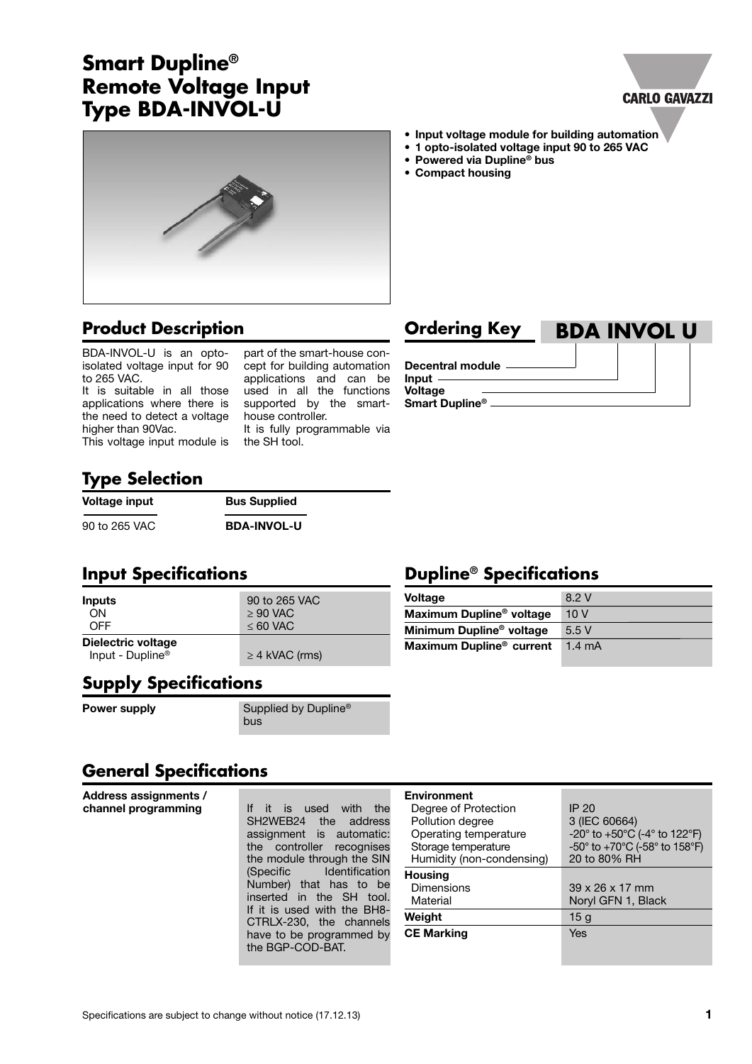# Smart Dupline® Remote Voltage Input Type BDA-INVOL-U

- **Input voltage module for building automation**
- **1 opto-isolated voltage input 90 to 265 VAC**
- **Powered via Dupline® bus**
- **Compact housing**

## Product Description

BDA-INVOL-U is an opto-isolated voltage input for 90 to 265 VAC.
It is suitable in all those applications where there is the need to detect a voltage higher than 90Vac.
This voltage input module is part of the smart-house concept for building automation applications and can be used in all the functions supported by the smart-house controller.
It is fully programmable via the SH tool.

## Ordering Key

**BDA INVOL U**

- Decentral module
- Input
- Voltage
- Smart Dupline®

## Type Selection

| Voltage input | Bus Supplied |
|---|---|
| 90 to 265 VAC | **BDA-INVOL-U** |

## Input Specifications

| | |
|---|---|
| **Inputs** | 90 to 265 VAC |
| ON | ≥ 90 VAC |
| OFF | ≤ 60 VAC |
| **Dielectric voltage** | |
| Input - Dupline® | ≥ 4 kVAC (rms) |

## Dupline® Specifications

| | |
|---|---|
| **Voltage** | 8.2 V |
| **Maximum Dupline® voltage** | 10 V |
| **Minimum Dupline® voltage** | 5.5 V |
| **Maximum Dupline® current** | 1.4 mA |

## Supply Specifications

| | |
|---|---|
| **Power supply** | Supplied by Dupline® bus |

## General Specifications

| | |
|---|---|
| **Address assignments / channel programming** | If it is used with the SH2WEB24 the address assignment is automatic: the controller recognises the module through the SIN (Specific Identification Number) that has to be inserted in the SH tool. If it is used with the BH8-CTRLX-230, the channels have to be programmed by the BGP-COD-BAT. |
| **Environment** | |
| Degree of Protection | IP 20 |
| Pollution degree | 3 (IEC 60664) |
| Operating temperature | -20° to +50°C (-4° to 122°F) |
| Storage temperature | -50° to +70°C (-58° to 158°F) |
| Humidity (non-condensing) | 20 to 80% RH |
| **Housing** | |
| Dimensions | 39 x 26 x 17 mm |
| Material | Noryl GFN 1, Black |
| **Weight** | 15 g |
| **CE Marking** | Yes |

Specifications are subject to change without notice (17.12.13)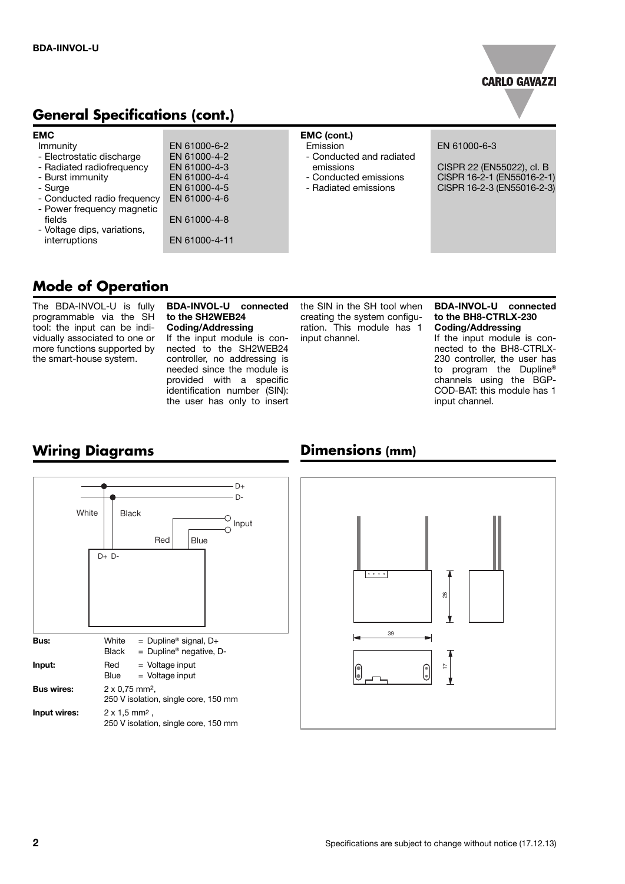## General Specifications (cont.)

| | |
|---|---|
| **EMC** | |
| Immunity | EN 61000-6-2 |
| - Electrostatic discharge | EN 61000-4-2 |
| - Radiated radiofrequency | EN 61000-4-3 |
| - Burst immunity | EN 61000-4-4 |
| - Surge | EN 61000-4-5 |
| - Conducted radio frequency | EN 61000-4-6 |
| - Power frequency magnetic fields | EN 61000-4-8 |
| - Voltage dips, variations, interruptions | EN 61000-4-11 |
| **EMC (cont.)** | |
| Emission | EN 61000-6-3 |
| - Conducted and radiated emissions | CISPR 22 (EN55022), cl. B |
| - Conducted emissions | CISPR 16-2-1 (EN55016-2-1) |
| - Radiated emissions | CISPR 16-2-3 (EN55016-2-3) |

## Mode of Operation

The BDA-INVOL-U is fully programmable via the SH tool: the input can be individually associated to one or more functions supported by the smart-house system.

**BDA-INVOL-U connected to the SH2WEB24 Coding/Addressing**
If the input module is connected to the SH2WEB24 controller, no addressing is needed since the module is provided with a specific identification number (SIN): the user has only to insert the SIN in the SH tool when creating the system configuration. This module has 1 input channel.

**BDA-INVOL-U connected to the BH8-CTRLX-230 Coding/Addressing**
If the input module is connected to the BH8-CTRLX-230 controller, the user has to program the Dupline® channels using the BGP-COD-BAT: this module has 1 input channel.

## Wiring Diagrams

D+
D-
White
Black
Input
Red
Blue
D+ D-

| | |
|---|---|
| **Bus:** | White = Dupline® signal, D+<br>Black = Dupline® negative, D- |
| **Input:** | Red = Voltage input<br>Blue = Voltage input |
| **Bus wires:** | 2 x 0,75 mm², 250 V isolation, single core, 150 mm |
| **Input wires:** | 2 x 1,5 mm², 250 V isolation, single core, 150 mm |

## Dimensions (mm)

26
39
17